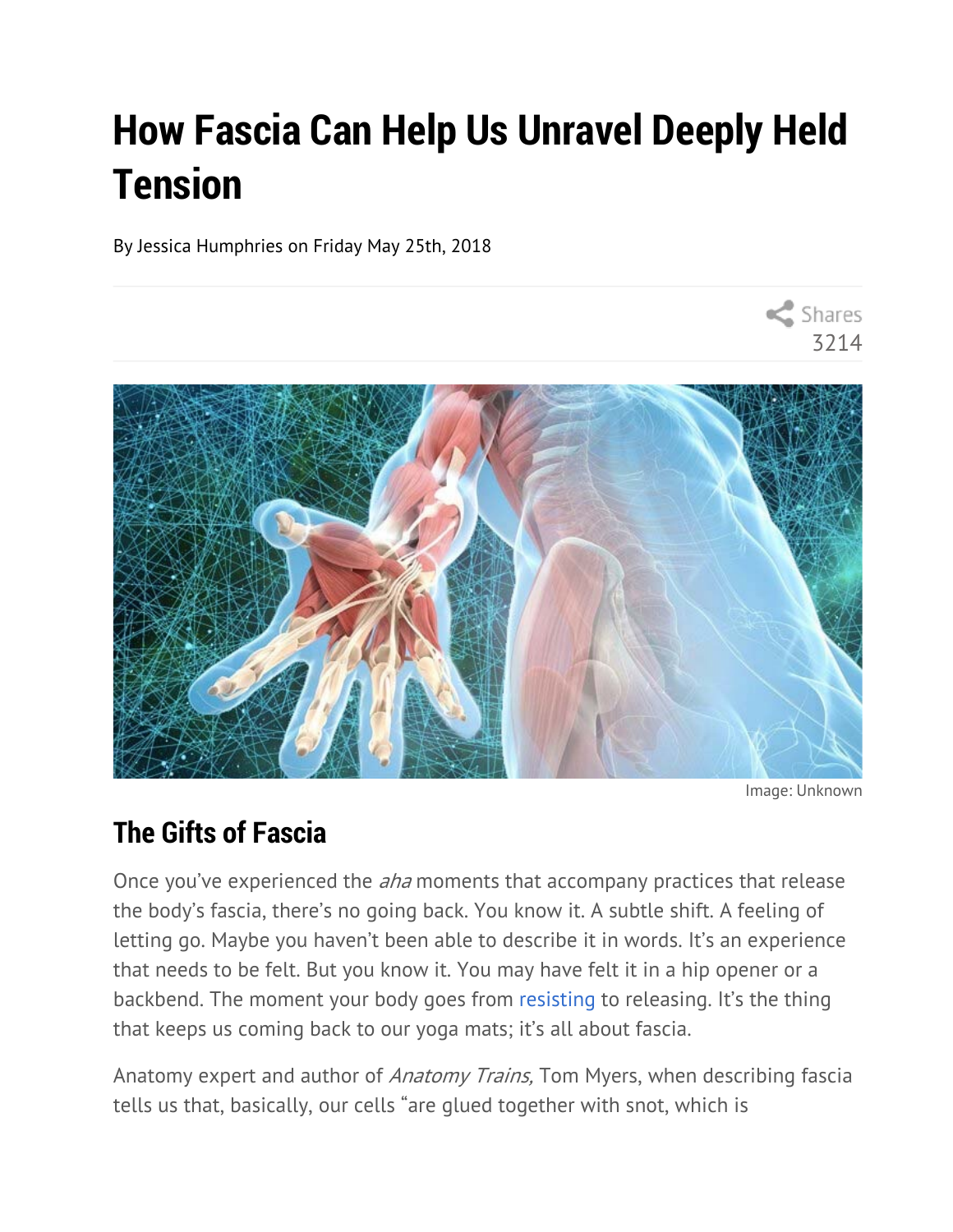# How Fascia Can Help Us Unravel Deeply Held Tension

By Jessica Humphries on Friday May 25th, 2018

Shares
3214

Image: Unknown

## The Gifts of Fascia

Once you've experienced the *aha* moments that accompany practices that release the body's fascia, there's no going back. You know it. A subtle shift. A feeling of letting go. Maybe you haven't been able to describe it in words. It's an experience that needs to be felt. But you know it. You may have felt it in a hip opener or a backbend. The moment your body goes from resisting to releasing. It's the thing that keeps us coming back to our yoga mats; it's all about fascia.

Anatomy expert and author of *Anatomy Trains,* Tom Myers, when describing fascia tells us that, basically, our cells "are glued together with snot, which is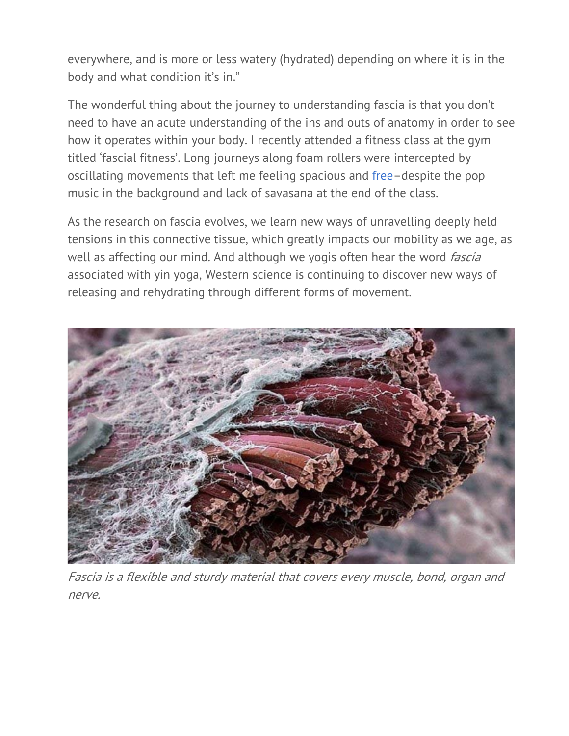everywhere, and is more or less watery (hydrated) depending on where it is in the body and what condition it's in."

The wonderful thing about the journey to understanding fascia is that you don't need to have an acute understanding of the ins and outs of anatomy in order to see how it operates within your body. I recently attended a fitness class at the gym titled 'fascial fitness'. Long journeys along foam rollers were intercepted by oscillating movements that left me feeling spacious and free–despite the pop music in the background and lack of savasana at the end of the class.

As the research on fascia evolves, we learn new ways of unravelling deeply held tensions in this connective tissue, which greatly impacts our mobility as we age, as well as affecting our mind. And although we yogis often hear the word *fascia* associated with yin yoga, Western science is continuing to discover new ways of releasing and rehydrating through different forms of movement.

*Fascia is a flexible and sturdy material that covers every muscle, bond, organ and nerve.*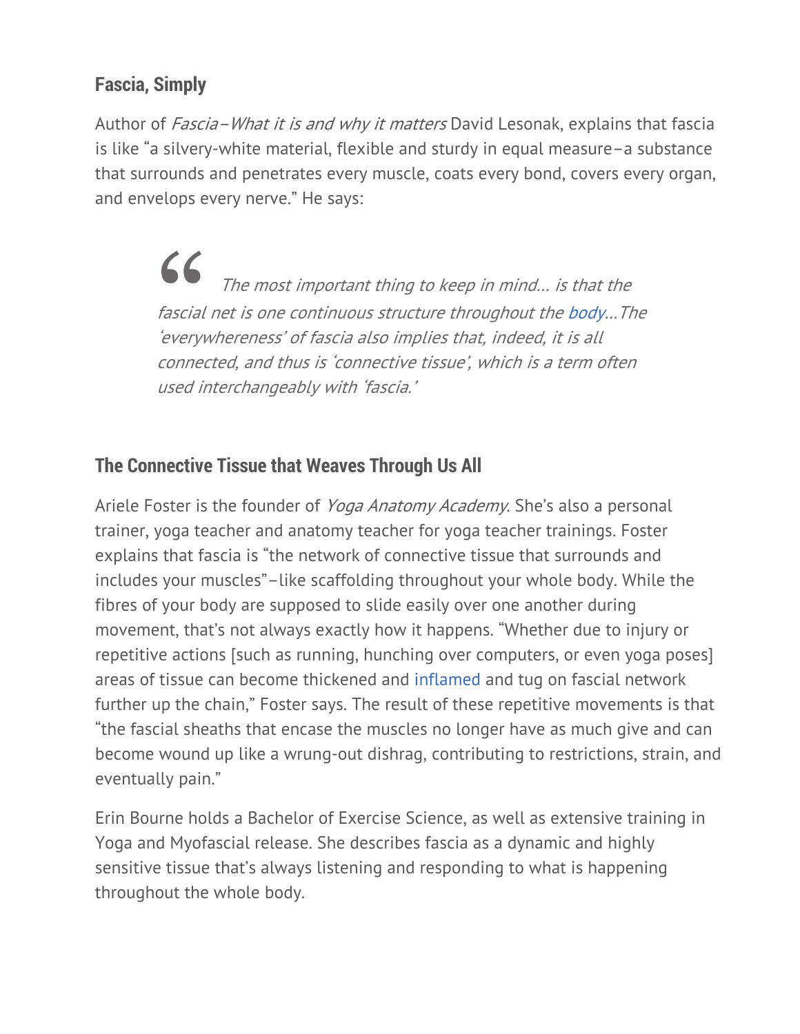### Fascia, Simply

Author of *Fascia–What it is and why it matters* David Lesonak, explains that fascia is like "a silvery-white material, flexible and sturdy in equal measure–a substance that surrounds and penetrates every muscle, coats every bond, covers every organ, and envelops every nerve." He says:

> *The most important thing to keep in mind... is that the fascial net is one continuous structure throughout the body...The 'everywhereness' of fascia also implies that, indeed, it is all connected, and thus is 'connective tissue', which is a term often used interchangeably with 'fascia.'*

### The Connective Tissue that Weaves Through Us All

Ariele Foster is the founder of *Yoga Anatomy Academy*. She's also a personal trainer, yoga teacher and anatomy teacher for yoga teacher trainings. Foster explains that fascia is "the network of connective tissue that surrounds and includes your muscles"–like scaffolding throughout your whole body. While the fibres of your body are supposed to slide easily over one another during movement, that's not always exactly how it happens. "Whether due to injury or repetitive actions [such as running, hunching over computers, or even yoga poses] areas of tissue can become thickened and inflamed and tug on fascial network further up the chain," Foster says. The result of these repetitive movements is that "the fascial sheaths that encase the muscles no longer have as much give and can become wound up like a wrung-out dishrag, contributing to restrictions, strain, and eventually pain."

Erin Bourne holds a Bachelor of Exercise Science, as well as extensive training in Yoga and Myofascial release. She describes fascia as a dynamic and highly sensitive tissue that's always listening and responding to what is happening throughout the whole body.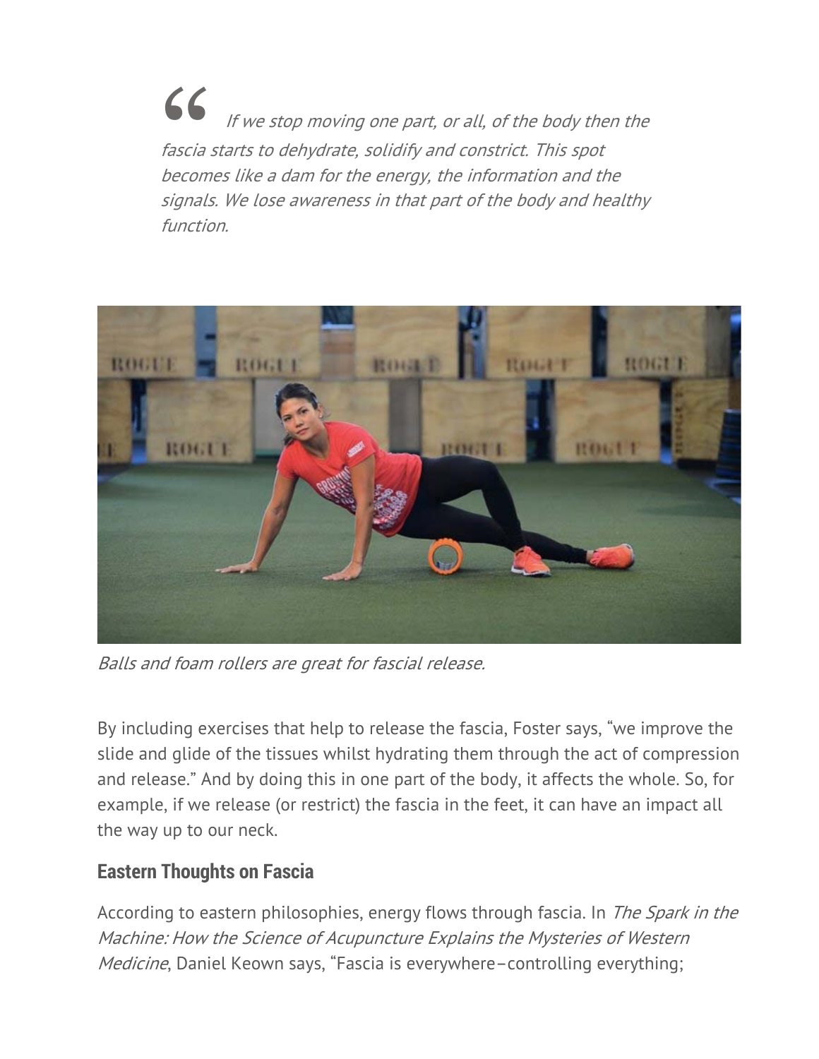> *If we stop moving one part, or all, of the body then the fascia starts to dehydrate, solidify and constrict. This spot becomes like a dam for the energy, the information and the signals. We lose awareness in that part of the body and healthy function.*

*Balls and foam rollers are great for fascial release.*

By including exercises that help to release the fascia, Foster says, "we improve the slide and glide of the tissues whilst hydrating them through the act of compression and release." And by doing this in one part of the body, it affects the whole. So, for example, if we release (or restrict) the fascia in the feet, it can have an impact all the way up to our neck.

### Eastern Thoughts on Fascia

According to eastern philosophies, energy flows through fascia. In *The Spark in the Machine: How the Science of Acupuncture Explains the Mysteries of Western Medicine*, Daniel Keown says, "Fascia is everywhere–controlling everything;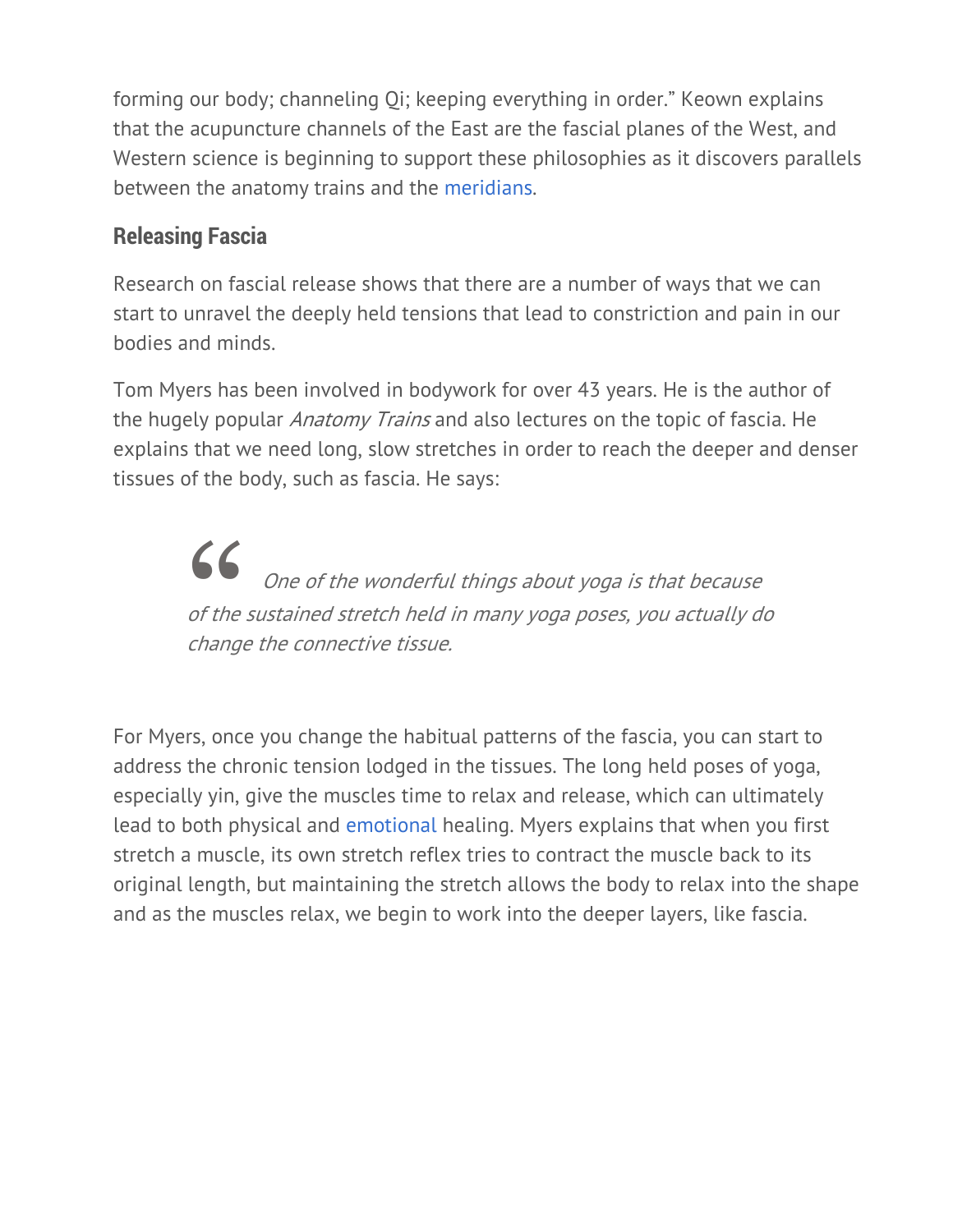forming our body; channeling Qi; keeping everything in order." Keown explains that the acupuncture channels of the East are the fascial planes of the West, and Western science is beginning to support these philosophies as it discovers parallels between the anatomy trains and the meridians.

### Releasing Fascia

Research on fascial release shows that there are a number of ways that we can start to unravel the deeply held tensions that lead to constriction and pain in our bodies and minds.

Tom Myers has been involved in bodywork for over 43 years. He is the author of the hugely popular *Anatomy Trains* and also lectures on the topic of fascia. He explains that we need long, slow stretches in order to reach the deeper and denser tissues of the body, such as fascia. He says:

> *One of the wonderful things about yoga is that because of the sustained stretch held in many yoga poses, you actually do change the connective tissue.*

For Myers, once you change the habitual patterns of the fascia, you can start to address the chronic tension lodged in the tissues. The long held poses of yoga, especially yin, give the muscles time to relax and release, which can ultimately lead to both physical and emotional healing. Myers explains that when you first stretch a muscle, its own stretch reflex tries to contract the muscle back to its original length, but maintaining the stretch allows the body to relax into the shape and as the muscles relax, we begin to work into the deeper layers, like fascia.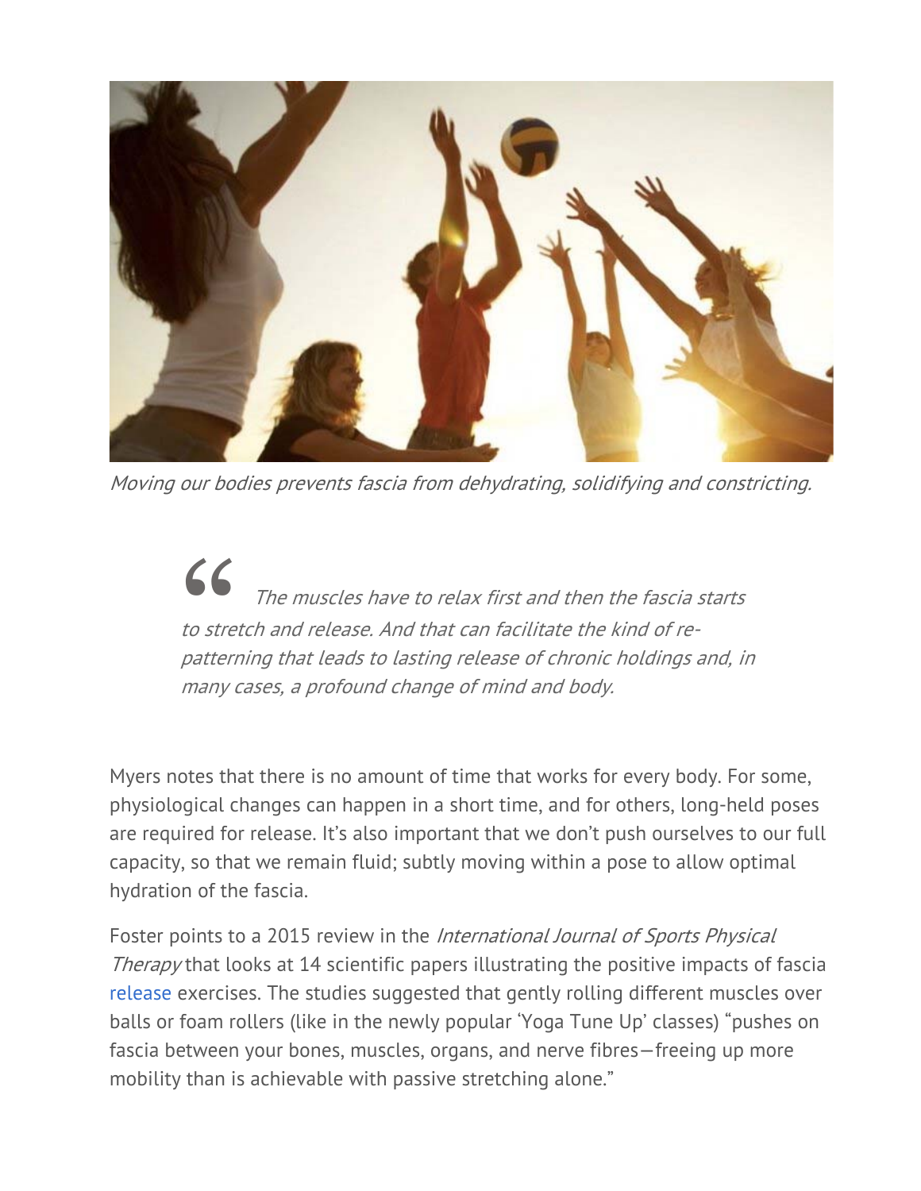*Moving our bodies prevents fascia from dehydrating, solidifying and constricting.*

> *The muscles have to relax first and then the fascia starts to stretch and release. And that can facilitate the kind of re-patterning that leads to lasting release of chronic holdings and, in many cases, a profound change of mind and body.*

Myers notes that there is no amount of time that works for every body. For some, physiological changes can happen in a short time, and for others, long-held poses are required for release. It's also important that we don't push ourselves to our full capacity, so that we remain fluid; subtly moving within a pose to allow optimal hydration of the fascia.

Foster points to a 2015 review in the *International Journal of Sports Physical Therapy* that looks at 14 scientific papers illustrating the positive impacts of fascia release exercises. The studies suggested that gently rolling different muscles over balls or foam rollers (like in the newly popular 'Yoga Tune Up' classes) "pushes on fascia between your bones, muscles, organs, and nerve fibres—freeing up more mobility than is achievable with passive stretching alone."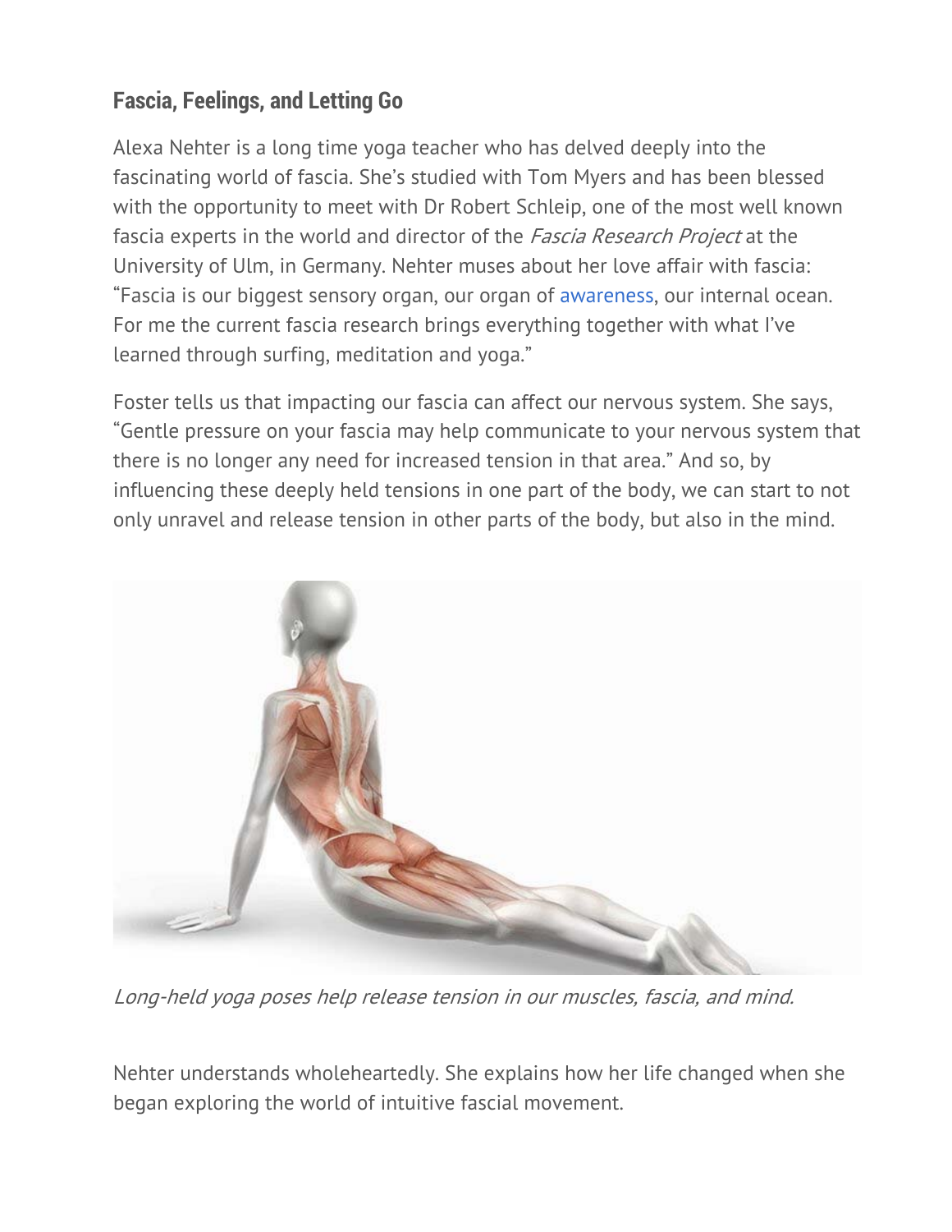### Fascia, Feelings, and Letting Go

Alexa Nehter is a long time yoga teacher who has delved deeply into the fascinating world of fascia. She's studied with Tom Myers and has been blessed with the opportunity to meet with Dr Robert Schleip, one of the most well known fascia experts in the world and director of the *Fascia Research Project* at the University of Ulm, in Germany. Nehter muses about her love affair with fascia: "Fascia is our biggest sensory organ, our organ of awareness, our internal ocean. For me the current fascia research brings everything together with what I've learned through surfing, meditation and yoga."

Foster tells us that impacting our fascia can affect our nervous system. She says, "Gentle pressure on your fascia may help communicate to your nervous system that there is no longer any need for increased tension in that area." And so, by influencing these deeply held tensions in one part of the body, we can start to not only unravel and release tension in other parts of the body, but also in the mind.

*Long-held yoga poses help release tension in our muscles, fascia, and mind.*

Nehter understands wholeheartedly. She explains how her life changed when she began exploring the world of intuitive fascial movement.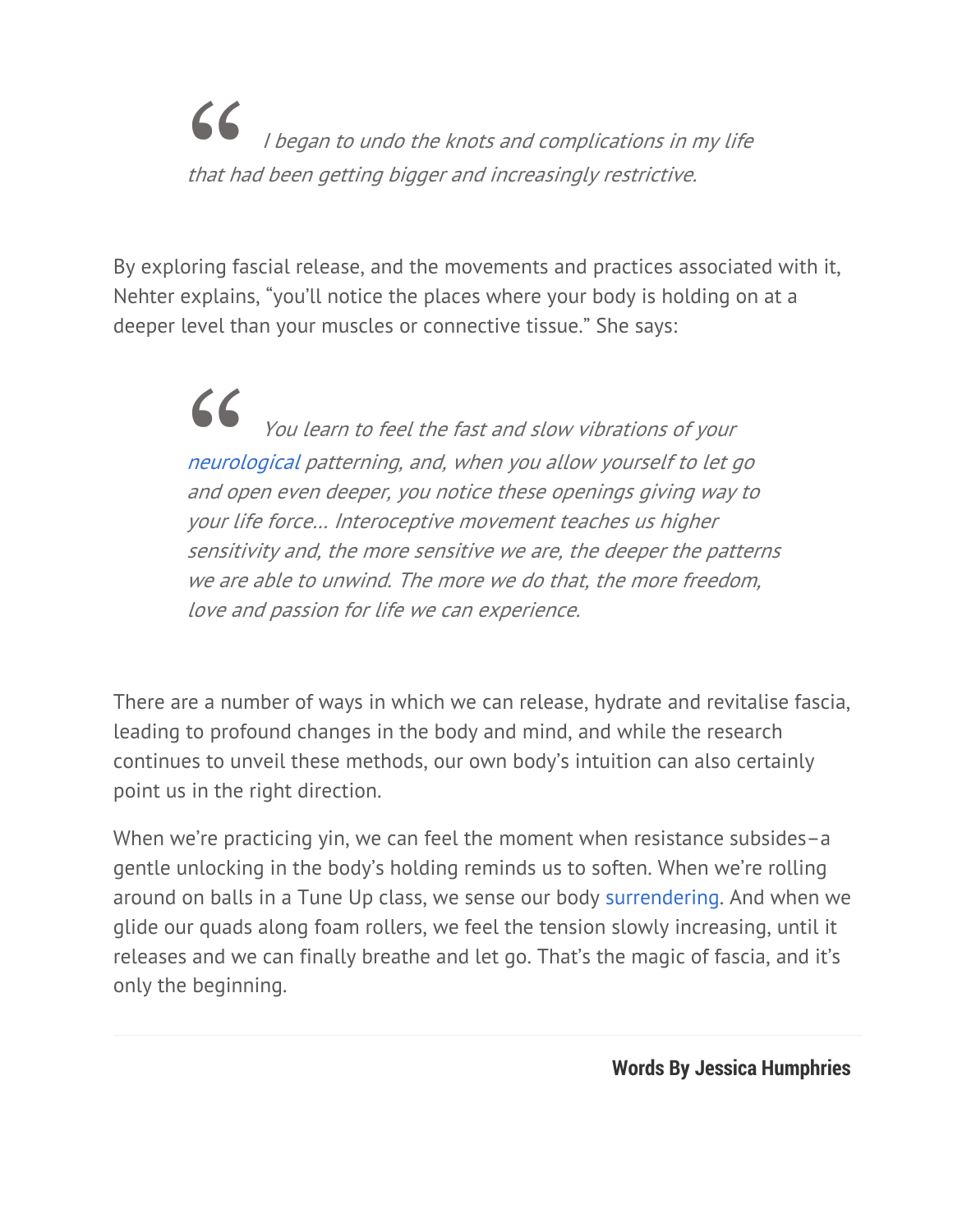> *I began to undo the knots and complications in my life that had been getting bigger and increasingly restrictive.*

By exploring fascial release, and the movements and practices associated with it, Nehter explains, "you'll notice the places where your body is holding on at a deeper level than your muscles or connective tissue." She says:

> *You learn to feel the fast and slow vibrations of your neurological patterning, and, when you allow yourself to let go and open even deeper, you notice these openings giving way to your life force... Interoceptive movement teaches us higher sensitivity and, the more sensitive we are, the deeper the patterns we are able to unwind. The more we do that, the more freedom, love and passion for life we can experience.*

There are a number of ways in which we can release, hydrate and revitalise fascia, leading to profound changes in the body and mind, and while the research continues to unveil these methods, our own body's intuition can also certainly point us in the right direction.

When we're practicing yin, we can feel the moment when resistance subsides–a gentle unlocking in the body's holding reminds us to soften. When we're rolling around on balls in a Tune Up class, we sense our body surrendering. And when we glide our quads along foam rollers, we feel the tension slowly increasing, until it releases and we can finally breathe and let go. That's the magic of fascia, and it's only the beginning.

---

**Words By Jessica Humphries**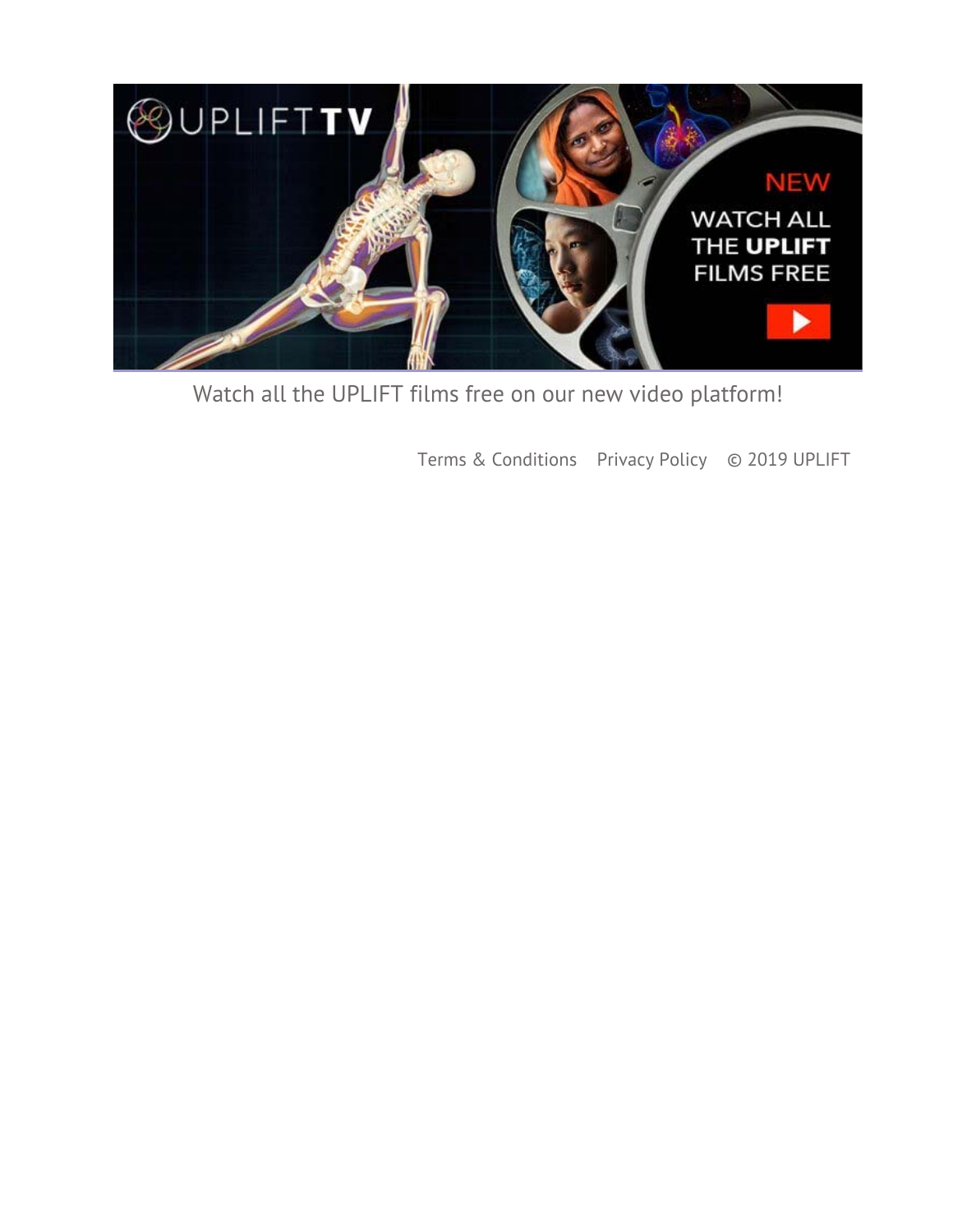Watch all the UPLIFT films free on our new video platform!

Terms & Conditions Privacy Policy © 2019 UPLIFT